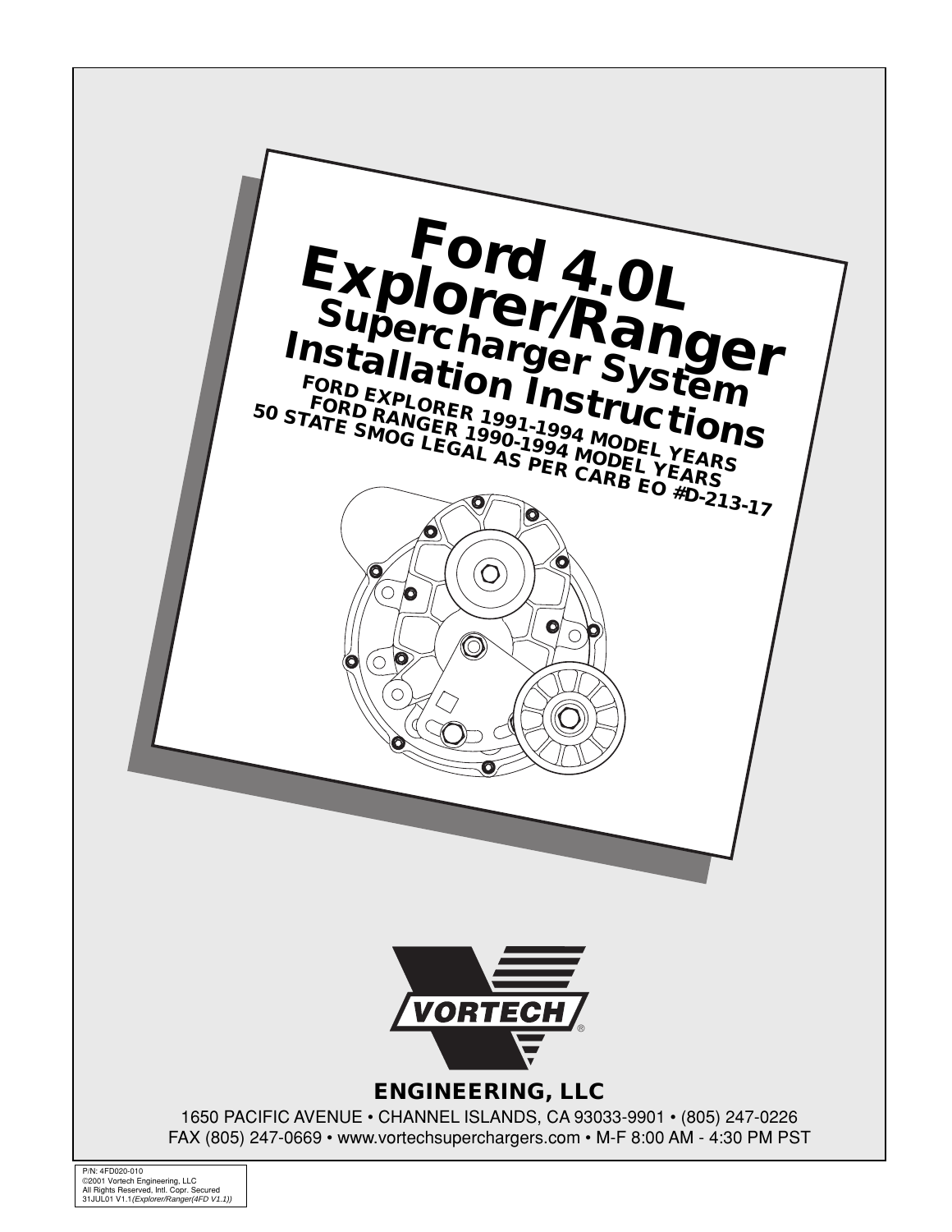# Ford 4.0L Explorer/Ranger

## Supercharger System Installation Instructions

**FORD EXPLORER 1991-1994 MODEL YEARS**
**FORD RANGER 1990-1994 MODEL YEARS**
**50 STATE SMOG LEGAL AS PER CARB EO #D-213-17**

VORTECH®

**ENGINEERING, LLC**

1650 PACIFIC AVENUE • CHANNEL ISLANDS, CA 93033-9901 • (805) 247-0226
FAX (805) 247-0669 • www.vortechsuperchargers.com • M-F 8:00 AM - 4:30 PM PST

P/N: 4FD020-010
©2001 Vortech Engineering, LLC
All Rights Reserved, Intl. Copr. Secured
31JUL01 V1.1 *(Explorer/Ranger(4FD V1.1))*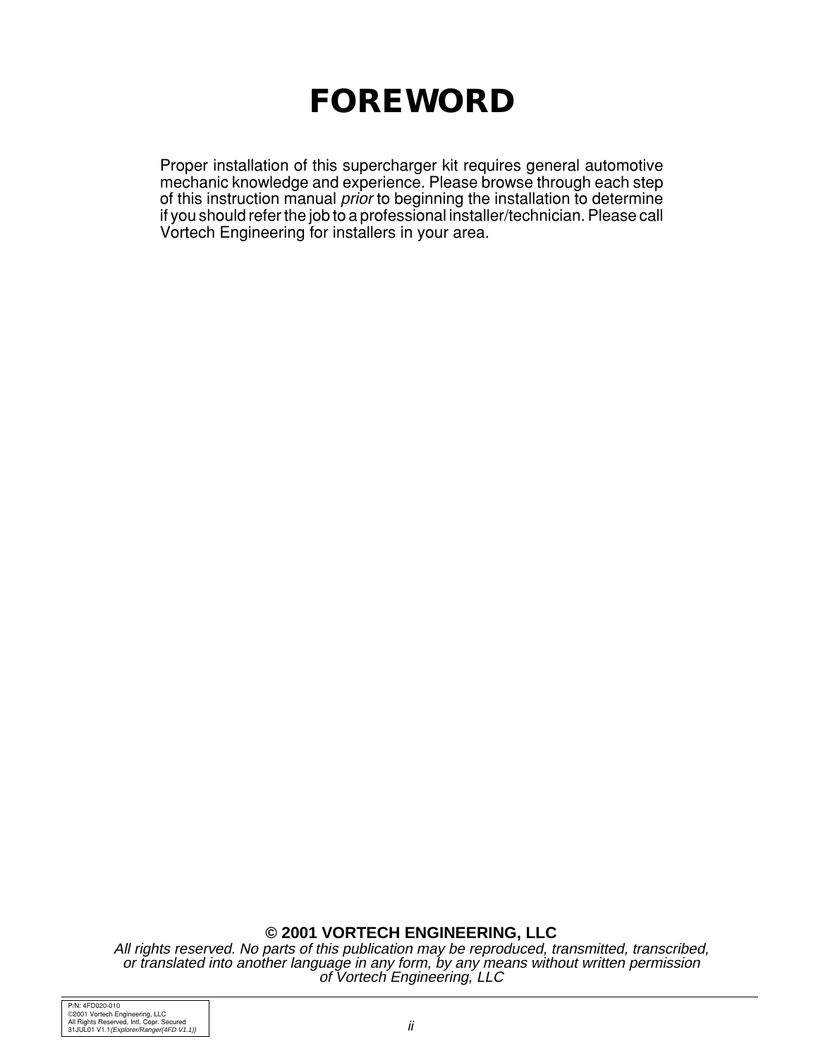# FOREWORD

Proper installation of this supercharger kit requires general automotive mechanic knowledge and experience. Please browse through each step of this instruction manual *prior* to beginning the installation to determine if you should refer the job to a professional installer/technician. Please call Vortech Engineering for installers in your area.

**© 2001 VORTECH ENGINEERING, LLC**

*All rights reserved. No parts of this publication may be reproduced, transmitted, transcribed, or translated into another language in any form, by any means without written permission of Vortech Engineering, LLC*

P/N: 4FD020-010
©2001 Vortech Engineering, LLC
All Rights Reserved, Intl. Copr. Secured
31JUL01 V1.1*(Explorer/Ranger(4FD V1.1))*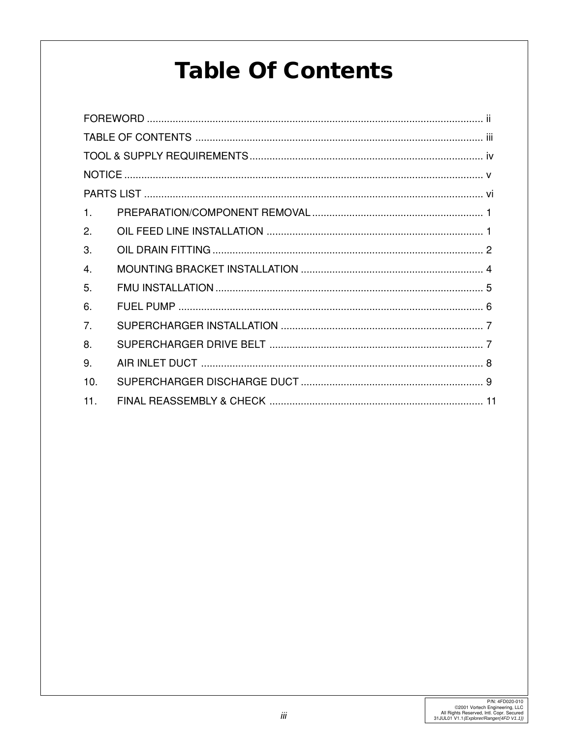# Table Of Contents

| | | |
|---|---|---|
| FOREWORD | | ii |
| TABLE OF CONTENTS | | iii |
| TOOL & SUPPLY REQUIREMENTS | | iv |
| NOTICE | | v |
| PARTS LIST | | vi |
| 1. | PREPARATION/COMPONENT REMOVAL | 1 |
| 2. | OIL FEED LINE INSTALLATION | 1 |
| 3. | OIL DRAIN FITTING | 2 |
| 4. | MOUNTING BRACKET INSTALLATION | 4 |
| 5. | FMU INSTALLATION | 5 |
| 6. | FUEL PUMP | 6 |
| 7. | SUPERCHARGER INSTALLATION | 7 |
| 8. | SUPERCHARGER DRIVE BELT | 7 |
| 9. | AIR INLET DUCT | 8 |
| 10. | SUPERCHARGER DISCHARGE DUCT | 9 |
| 11. | FINAL REASSEMBLY & CHECK | 11 |

P/N: 4FD020-010
©2001 Vortech Engineering, LLC
All Rights Reserved, Intl. Copr. Secured
31JUL01 V1.1*(Explorer/Ranger(4FD V1.1))*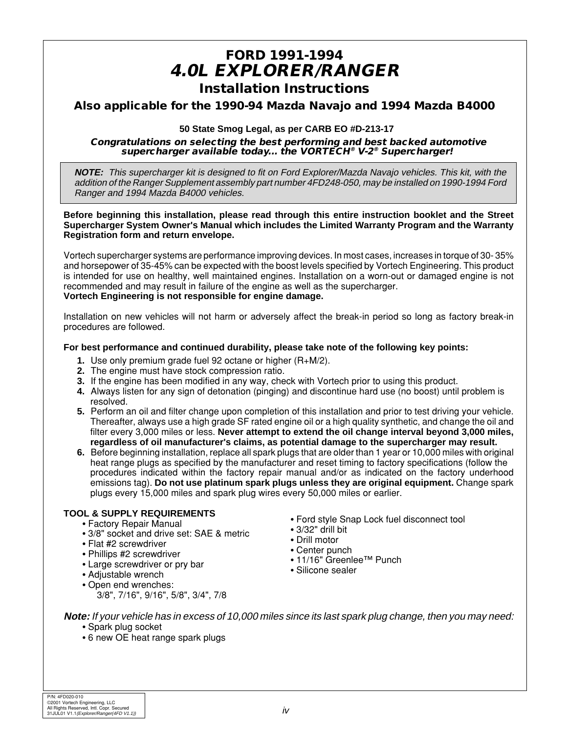# FORD 1991-1994
# *4.0L EXPLORER/RANGER*
## Installation Instructions
### Also applicable for the 1990-94 Mazda Navajo and 1994 Mazda B4000

**50 State Smog Legal, as per CARB EO #D-213-17**

***Congratulations on selecting the best performing and best backed automotive supercharger available today... the VORTECH® V-2® Supercharger!***

> ***NOTE:*** *This supercharger kit is designed to fit on Ford Explorer/Mazda Navajo vehicles. This kit, with the addition of the Ranger Supplement assembly part number 4FD248-050, may be installed on 1990-1994 Ford Ranger and 1994 Mazda B4000 vehicles.*

**Before beginning this installation, please read through this entire instruction booklet and the Street Supercharger System Owner's Manual which includes the Limited Warranty Program and the Warranty Registration form and return envelope.**

Vortech supercharger systems are performance improving devices. In most cases, increases in torque of 30- 35% and horsepower of 35-45% can be expected with the boost levels specified by Vortech Engineering. This product is intended for use on healthy, well maintained engines. Installation on a worn-out or damaged engine is not recommended and may result in failure of the engine as well as the supercharger.
**Vortech Engineering is not responsible for engine damage.**

Installation on new vehicles will not harm or adversely affect the break-in period so long as factory break-in procedures are followed.

**For best performance and continued durability, please take note of the following key points:**

1. Use only premium grade fuel 92 octane or higher (R+M/2).
2. The engine must have stock compression ratio.
3. If the engine has been modified in any way, check with Vortech prior to using this product.
4. Always listen for any sign of detonation (pinging) and discontinue hard use (no boost) until problem is resolved.
5. Perform an oil and filter change upon completion of this installation and prior to test driving your vehicle. Thereafter, always use a high grade SF rated engine oil or a high quality synthetic, and change the oil and filter every 3,000 miles or less. **Never attempt to extend the oil change interval beyond 3,000 miles, regardless of oil manufacturer's claims, as potential damage to the supercharger may result.**
6. Before beginning installation, replace all spark plugs that are older than 1 year or 10,000 miles with original heat range plugs as specified by the manufacturer and reset timing to factory specifications (follow the procedures indicated within the factory repair manual and/or as indicated on the factory underhood emissions tag). **Do not use platinum spark plugs unless they are original equipment.** Change spark plugs every 15,000 miles and spark plug wires every 50,000 miles or earlier.

**TOOL & SUPPLY REQUIREMENTS**

- Factory Repair Manual
- 3/8" socket and drive set: SAE & metric
- Flat #2 screwdriver
- Phillips #2 screwdriver
- Large screwdriver or pry bar
- Adjustable wrench
- Open end wrenches:
  3/8", 7/16", 9/16", 5/8", 3/4", 7/8
- Ford style Snap Lock fuel disconnect tool
- 3/32" drill bit
- Drill motor
- Center punch
- 11/16" Greenlee™ Punch
- Silicone sealer

***Note:*** *If your vehicle has in excess of 10,000 miles since its last spark plug change, then you may need:*

- Spark plug socket
- 6 new OE heat range spark plugs

P/N: 4FD020-010
©2001 Vortech Engineering, LLC
All Rights Reserved, Intl. Copr. Secured
31JUL01 V1.1*(Explorer/Ranger(4FD V1.1))*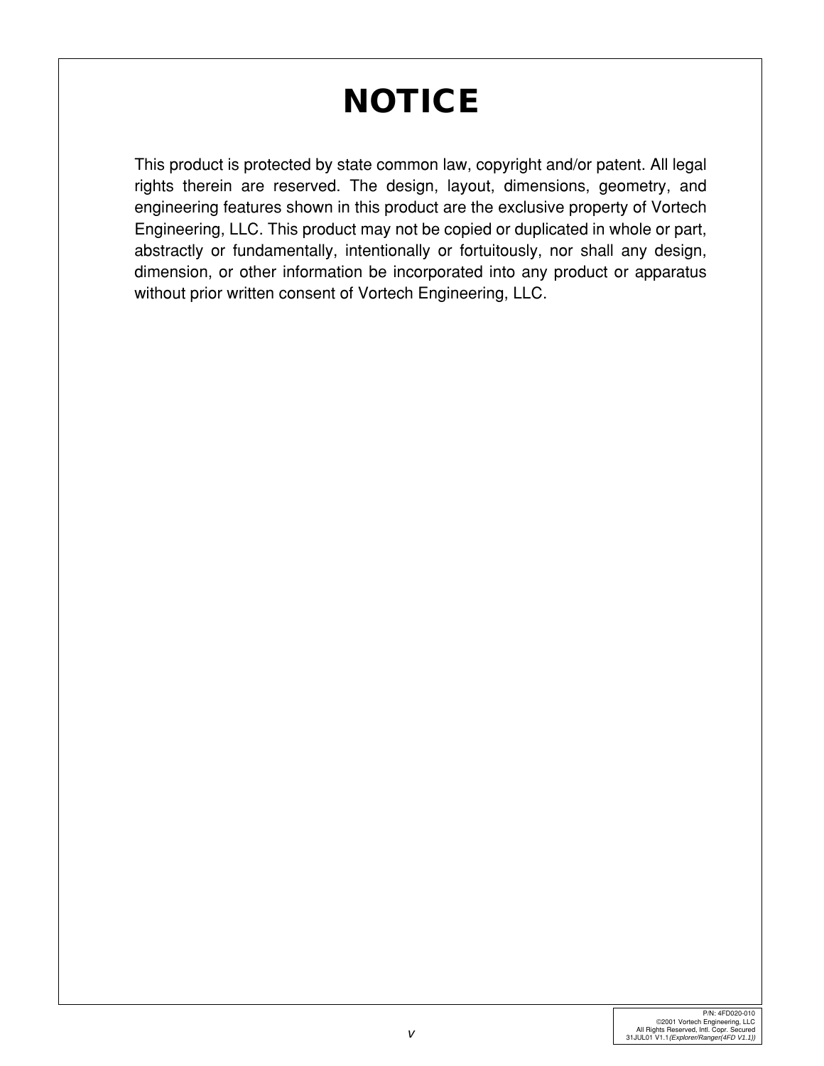# NOTICE

This product is protected by state common law, copyright and/or patent. All legal rights therein are reserved. The design, layout, dimensions, geometry, and engineering features shown in this product are the exclusive property of Vortech Engineering, LLC. This product may not be copied or duplicated in whole or part, abstractly or fundamentally, intentionally or fortuitously, nor shall any design, dimension, or other information be incorporated into any product or apparatus without prior written consent of Vortech Engineering, LLC.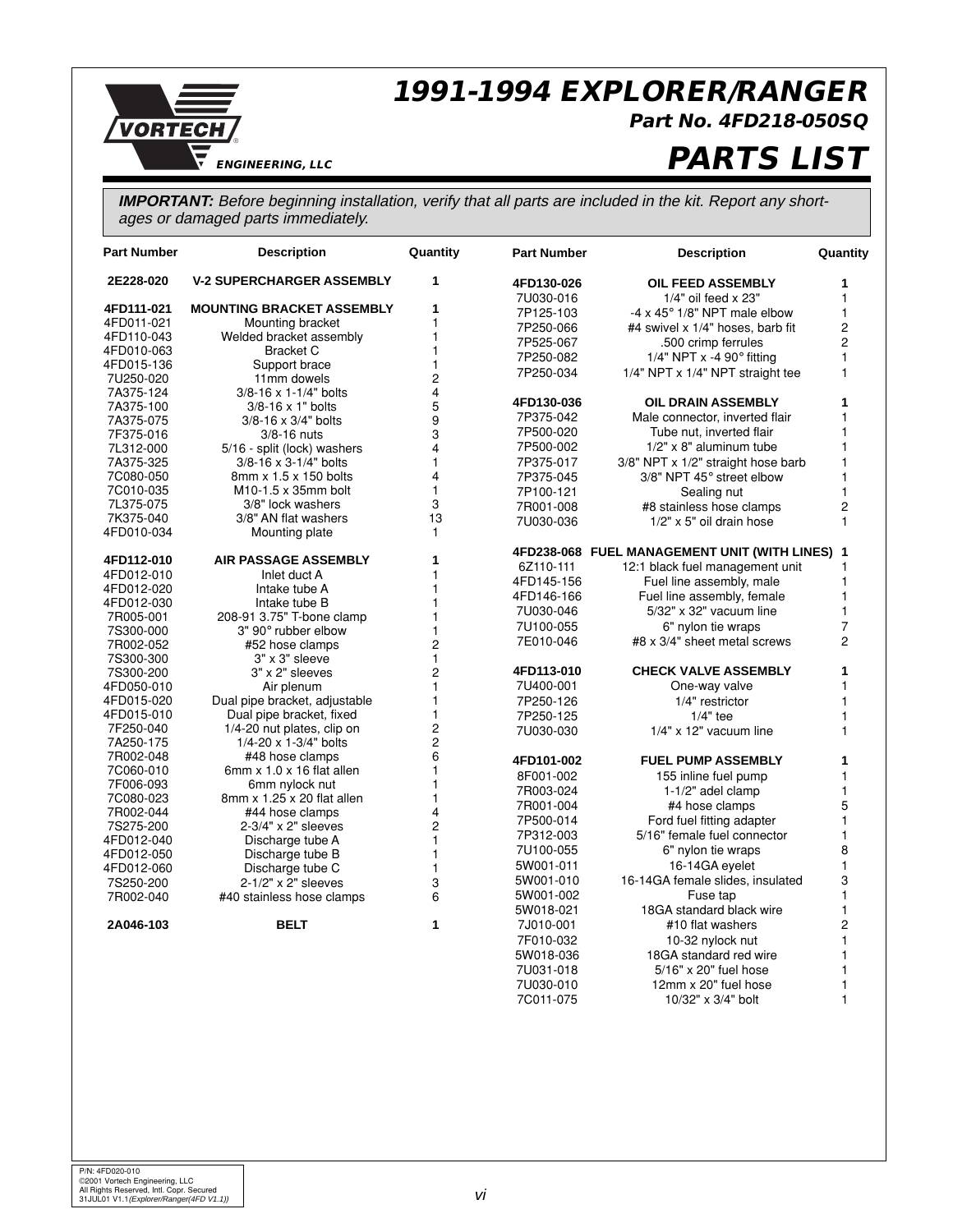# 1991-1994 EXPLORER/RANGER

**Part No. 4FD218-050SQ**

# PARTS LIST

***IMPORTANT:*** *Before beginning installation, verify that all parts are included in the kit. Report any shortages or damaged parts immediately.*

| Part Number | Description | Quantity |
|---|---|---|
| **2E228-020** | **V-2 SUPERCHARGER ASSEMBLY** | **1** |
| | | |
| **4FD111-021** | **MOUNTING BRACKET ASSEMBLY** | **1** |
| 4FD011-021 | Mounting bracket | 1 |
| 4FD110-043 | Welded bracket assembly | 1 |
| 4FD010-063 | Bracket C | 1 |
| 4FD015-136 | Support brace | 1 |
| 7U250-020 | 11mm dowels | 2 |
| 7A375-124 | 3/8-16 x 1-1/4" bolts | 4 |
| 7A375-100 | 3/8-16 x 1" bolts | 5 |
| 7A375-075 | 3/8-16 x 3/4" bolts | 9 |
| 7F375-016 | 3/8-16 nuts | 3 |
| 7L312-000 | 5/16 - split (lock) washers | 4 |
| 7A375-325 | 3/8-16 x 3-1/4" bolts | 1 |
| 7C080-050 | 8mm x 1.5 x 150 bolts | 4 |
| 7C010-035 | M10-1.5 x 35mm bolt | 1 |
| 7L375-075 | 3/8" lock washers | 3 |
| 7K375-040 | 3/8" AN flat washers | 13 |
| 4FD010-034 | Mounting plate | 1 |
| | | |
| **4FD112-010** | **AIR PASSAGE ASSEMBLY** | **1** |
| 4FD012-010 | Inlet duct A | 1 |
| 4FD012-020 | Intake tube A | 1 |
| 4FD012-030 | Intake tube B | 1 |
| 7R005-001 | 208-91 3.75" T-bone clamp | 1 |
| 7S300-000 | 3" 90° rubber elbow | 1 |
| 7R002-052 | #52 hose clamps | 2 |
| 7S300-300 | 3" x 3" sleeve | 1 |
| 7S300-200 | 3" x 2" sleeves | 2 |
| 4FD050-010 | Air plenum | 1 |
| 4FD015-020 | Dual pipe bracket, adjustable | 1 |
| 4FD015-010 | Dual pipe bracket, fixed | 1 |
| 7F250-040 | 1/4-20 nut plates, clip on | 2 |
| 7A250-175 | 1/4-20 x 1-3/4" bolts | 2 |
| 7R002-048 | #48 hose clamps | 6 |
| 7C060-010 | 6mm x 1.0 x 16 flat allen | 1 |
| 7F006-093 | 6mm nylock nut | 1 |
| 7C080-023 | 8mm x 1.25 x 20 flat allen | 1 |
| 7R002-044 | #44 hose clamps | 4 |
| 7S275-200 | 2-3/4" x 2" sleeves | 2 |
| 4FD012-040 | Discharge tube A | 1 |
| 4FD012-050 | Discharge tube B | 1 |
| 4FD012-060 | Discharge tube C | 1 |
| 7S250-200 | 2-1/2" x 2" sleeves | 3 |
| 7R002-040 | #40 stainless hose clamps | 6 |
| | | |
| **2A046-103** | **BELT** | **1** |

| Part Number | Description | Quantity |
|---|---|---|
| **4FD130-026** | **OIL FEED ASSEMBLY** | **1** |
| 7U030-016 | 1/4" oil feed x 23" | 1 |
| 7P125-103 | -4 x 45° 1/8" NPT male elbow | 1 |
| 7P250-066 | #4 swivel x 1/4" hoses, barb fit | 2 |
| 7P525-067 | .500 crimp ferrules | 2 |
| 7P250-082 | 1/4" NPT x -4 90° fitting | 1 |
| 7P250-034 | 1/4" NPT x 1/4" NPT straight tee | 1 |
| | | |
| **4FD130-036** | **OIL DRAIN ASSEMBLY** | **1** |
| 7P375-042 | Male connector, inverted flair | 1 |
| 7P500-020 | Tube nut, inverted flair | 1 |
| 7P500-002 | 1/2" x 8" aluminum tube | 1 |
| 7P375-017 | 3/8" NPT x 1/2" straight hose barb | 1 |
| 7P375-045 | 3/8" NPT 45° street elbow | 1 |
| 7P100-121 | Sealing nut | 1 |
| 7R001-008 | #8 stainless hose clamps | 2 |
| 7U030-036 | 1/2" x 5" oil drain hose | 1 |
| | | |
| **4FD238-068** | **FUEL MANAGEMENT UNIT (WITH LINES)** | **1** |
| 6Z110-111 | 12:1 black fuel management unit | 1 |
| 4FD145-156 | Fuel line assembly, male | 1 |
| 4FD146-166 | Fuel line assembly, female | 1 |
| 7U030-046 | 5/32" x 32" vacuum line | 1 |
| 7U100-055 | 6" nylon tie wraps | 7 |
| 7E010-046 | #8 x 3/4" sheet metal screws | 2 |
| | | |
| **4FD113-010** | **CHECK VALVE ASSEMBLY** | **1** |
| 7U400-001 | One-way valve | 1 |
| 7P250-126 | 1/4" restrictor | 1 |
| 7P250-125 | 1/4" tee | 1 |
| 7U030-030 | 1/4" x 12" vacuum line | 1 |
| | | |
| **4FD101-002** | **FUEL PUMP ASSEMBLY** | **1** |
| 8F001-002 | 155 inline fuel pump | 1 |
| 7R003-024 | 1-1/2" adel clamp | 1 |
| 7R001-004 | #4 hose clamps | 5 |
| 7P500-014 | Ford fuel fitting adapter | 1 |
| 7P312-003 | 5/16" female fuel connector | 1 |
| 7U100-055 | 6" nylon tie wraps | 8 |
| 5W001-011 | 16-14GA eyelet | 1 |
| 5W001-010 | 16-14GA female slides, insulated | 3 |
| 5W001-002 | Fuse tap | 1 |
| 5W018-021 | 18GA standard black wire | 1 |
| 7J010-001 | #10 flat washers | 2 |
| 7F010-032 | 10-32 nylock nut | 1 |
| 5W018-036 | 18GA standard red wire | 1 |
| 7U031-018 | 5/16" x 20" fuel hose | 1 |
| 7U030-010 | 12mm x 20" fuel hose | 1 |
| 7C011-075 | 10/32" x 3/4" bolt | 1 |

P/N: 4FD020-010
©2001 Vortech Engineering, LLC
All Rights Reserved, Intl. Copr. Secured
31JUL01 V1.1 *(Explorer/Ranger(4FD V1.1))*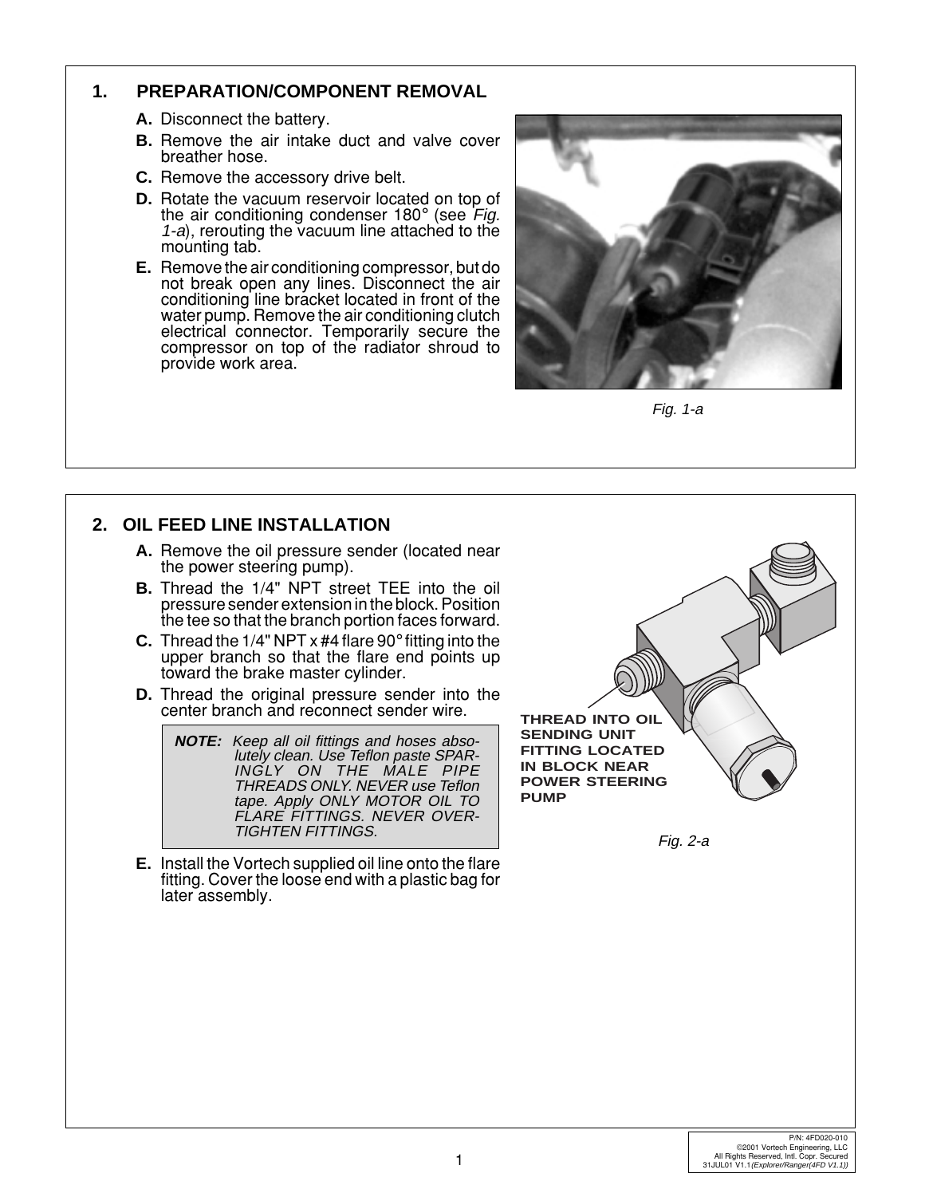## 1. PREPARATION/COMPONENT REMOVAL

**A.** Disconnect the battery.

**B.** Remove the air intake duct and valve cover breather hose.

**C.** Remove the accessory drive belt.

**D.** Rotate the vacuum reservoir located on top of the air conditioning condenser 180° (see *Fig. 1-a*), rerouting the vacuum line attached to the mounting tab.

**E.** Remove the air conditioning compressor, but do not break open any lines. Disconnect the air conditioning line bracket located in front of the water pump. Remove the air conditioning clutch electrical connector. Temporarily secure the compressor on top of the radiator shroud to provide work area.

*Fig. 1-a*

## 2. OIL FEED LINE INSTALLATION

**A.** Remove the oil pressure sender (located near the power steering pump).

**B.** Thread the 1/4" NPT street TEE into the oil pressure sender extension in the block. Position the tee so that the branch portion faces forward.

**C.** Thread the 1/4" NPT x #4 flare 90° fitting into the upper branch so that the flare end points up toward the brake master cylinder.

**D.** Thread the original pressure sender into the center branch and reconnect sender wire.

> ***NOTE:*** *Keep all oil fittings and hoses absolutely clean. Use Teflon paste SPARINGLY ON THE MALE PIPE THREADS ONLY. NEVER use Teflon tape. Apply ONLY MOTOR OIL TO FLARE FITTINGS. NEVER OVERTIGHTEN FITTINGS.*

**E.** Install the Vortech supplied oil line onto the flare fitting. Cover the loose end with a plastic bag for later assembly.

THREAD INTO OIL SENDING UNIT FITTING LOCATED IN BLOCK NEAR POWER STEERING PUMP

*Fig. 2-a*

P/N: 4FD020-010
©2001 Vortech Engineering, LLC
All Rights Reserved, Intl. Copr. Secured
31JUL01 V1.1 *(Explorer/Ranger(4FD V1.1))*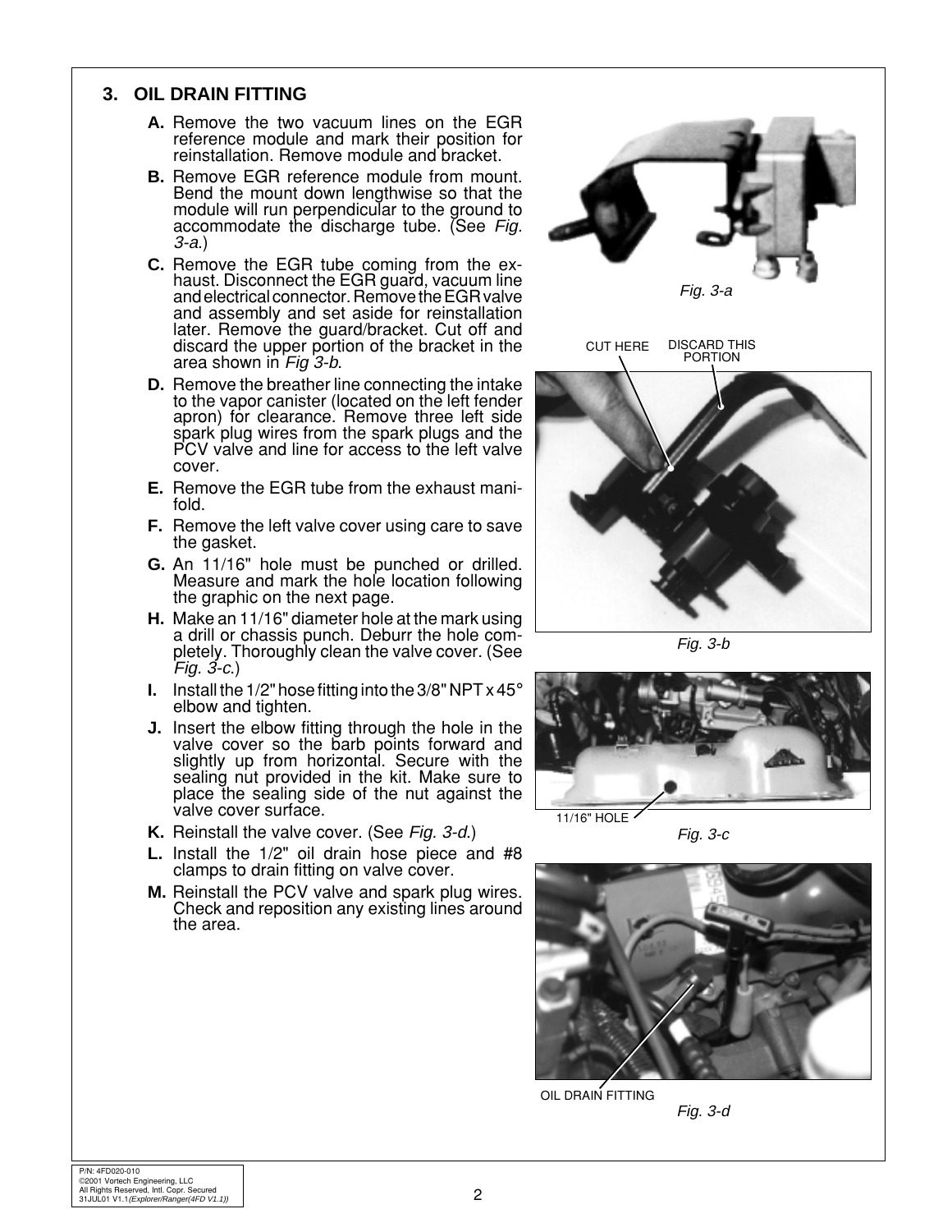## 3. OIL DRAIN FITTING

**A.** Remove the two vacuum lines on the EGR reference module and mark their position for reinstallation. Remove module and bracket.

**B.** Remove EGR reference module from mount. Bend the mount down lengthwise so that the module will run perpendicular to the ground to accommodate the discharge tube. (See *Fig. 3-a*.)

**C.** Remove the EGR tube coming from the exhaust. Disconnect the EGR guard, vacuum line and electrical connector. Remove the EGR valve and assembly and set aside for reinstallation later. Remove the guard/bracket. Cut off and discard the upper portion of the bracket in the area shown in *Fig 3-b*.

**D.** Remove the breather line connecting the intake to the vapor canister (located on the left fender apron) for clearance. Remove three left side spark plug wires from the spark plugs and the PCV valve and line for access to the left valve cover.

**E.** Remove the EGR tube from the exhaust manifold.

**F.** Remove the left valve cover using care to save the gasket.

**G.** An 11/16" hole must be punched or drilled. Measure and mark the hole location following the graphic on the next page.

**H.** Make an 11/16" diameter hole at the mark using a drill or chassis punch. Deburr the hole completely. Thoroughly clean the valve cover. (See *Fig. 3-c*.)

**I.** Install the 1/2" hose fitting into the 3/8" NPT x 45° elbow and tighten.

**J.** Insert the elbow fitting through the hole in the valve cover so the barb points forward and slightly up from horizontal. Secure with the sealing nut provided in the kit. Make sure to place the sealing side of the nut against the valve cover surface.

**K.** Reinstall the valve cover. (See *Fig. 3-d*.)

**L.** Install the 1/2" oil drain hose piece and #8 clamps to drain fitting on valve cover.

**M.** Reinstall the PCV valve and spark plug wires. Check and reposition any existing lines around the area.

*Fig. 3-a*

CUT HERE

DISCARD THIS PORTION

*Fig. 3-b*

11/16" HOLE

*Fig. 3-c*

OIL DRAIN FITTING

*Fig. 3-d*

P/N: 4FD020-010
©2001 Vortech Engineering, LLC
All Rights Reserved, Intl. Copr. Secured
31JUL01 V1.1*(Explorer/Ranger(4FD V1.1))*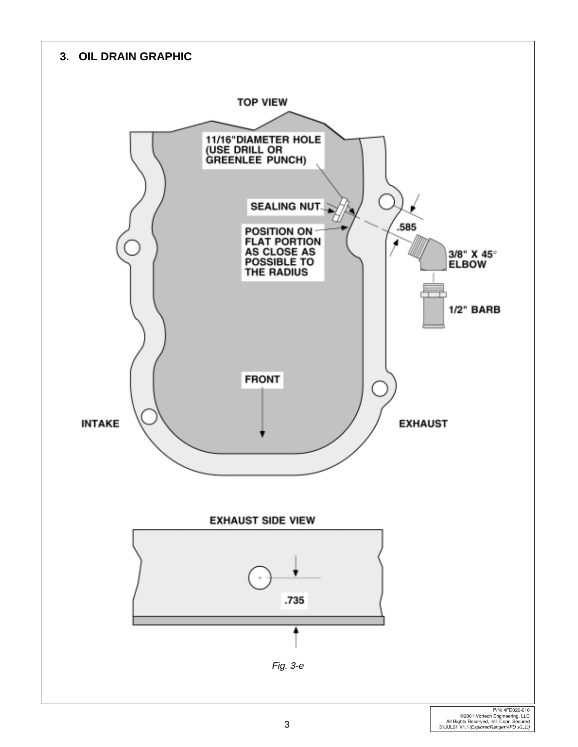## 3. OIL DRAIN GRAPHIC

TOP VIEW

11/16"DIAMETER HOLE (USE DRILL OR GREENLEE PUNCH)

SEALING NUT

POSITION ON FLAT PORTION AS CLOSE AS POSSIBLE TO THE RADIUS

.585

3/8" X 45° ELBOW

1/2" BARB

FRONT

INTAKE

EXHAUST

EXHAUST SIDE VIEW

.735

*Fig. 3-e*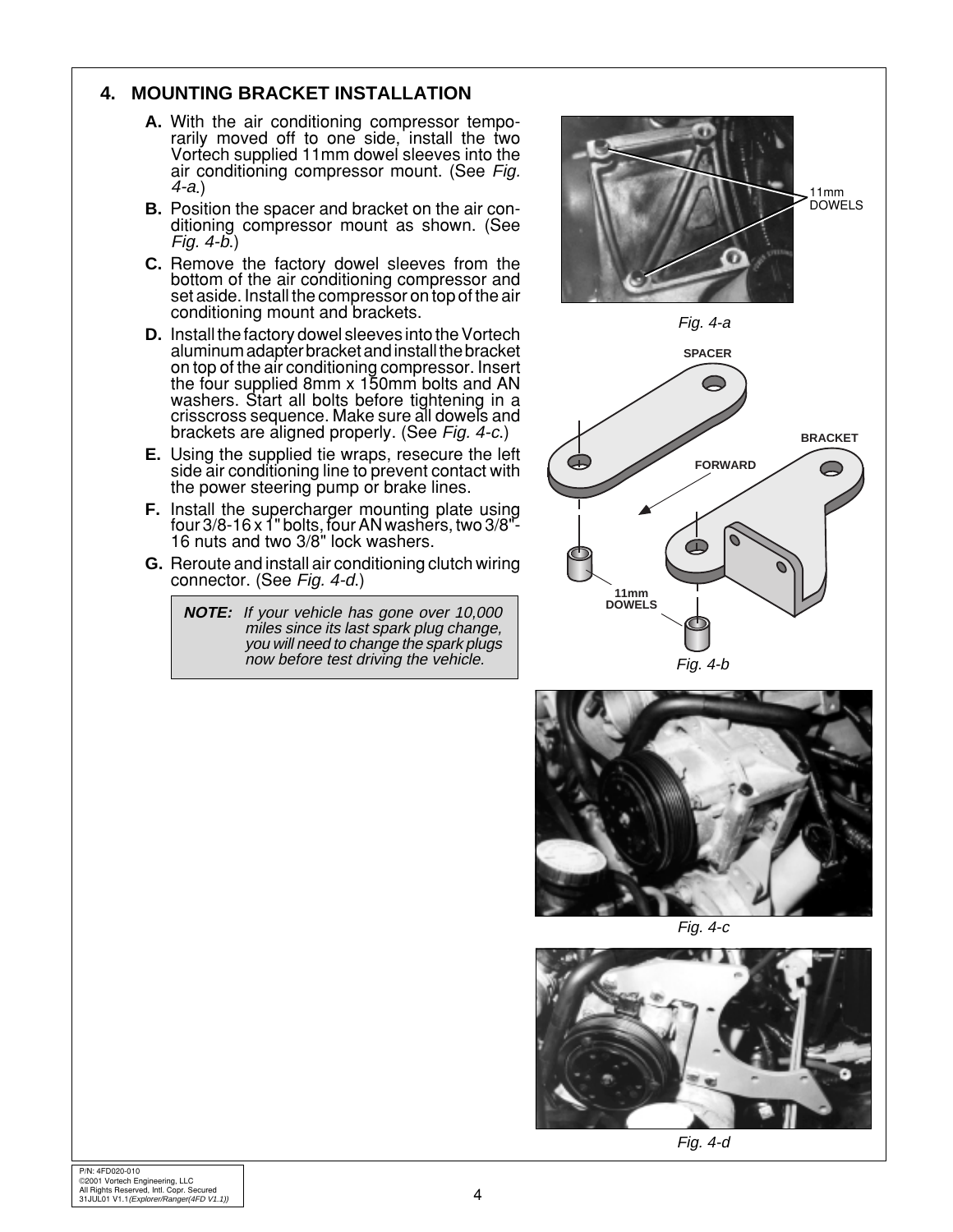## 4. MOUNTING BRACKET INSTALLATION

**A.** With the air conditioning compressor temporarily moved off to one side, install the two Vortech supplied 11mm dowel sleeves into the air conditioning compressor mount. (See *Fig. 4-a*.)

**B.** Position the spacer and bracket on the air conditioning compressor mount as shown. (See *Fig. 4-b*.)

**C.** Remove the factory dowel sleeves from the bottom of the air conditioning compressor and set aside. Install the compressor on top of the air conditioning mount and brackets.

**D.** Install the factory dowel sleeves into the Vortech aluminum adapter bracket and install the bracket on top of the air conditioning compressor. Insert the four supplied 8mm x 150mm bolts and AN washers. Start all bolts before tightening in a crisscross sequence. Make sure all dowels and brackets are aligned properly. (See *Fig. 4-c*.)

**E.** Using the supplied tie wraps, resecure the left side air conditioning line to prevent contact with the power steering pump or brake lines.

**F.** Install the supercharger mounting plate using four 3/8-16 x 1" bolts, four AN washers, two 3/8"-16 nuts and two 3/8" lock washers.

**G.** Reroute and install air conditioning clutch wiring connector. (See *Fig. 4-d*.)

> ***NOTE:*** *If your vehicle has gone over 10,000 miles since its last spark plug change, you will need to change the spark plugs now before test driving the vehicle.*

11mm DOWELS

*Fig. 4-a*

SPACER

BRACKET

FORWARD

11mm DOWELS

*Fig. 4-b*

*Fig. 4-c*

*Fig. 4-d*

P/N: 4FD020-010
©2001 Vortech Engineering, LLC
All Rights Reserved, Intl. Copr. Secured
31JUL01 V1.1*(Explorer/Ranger(4FD V1.1))*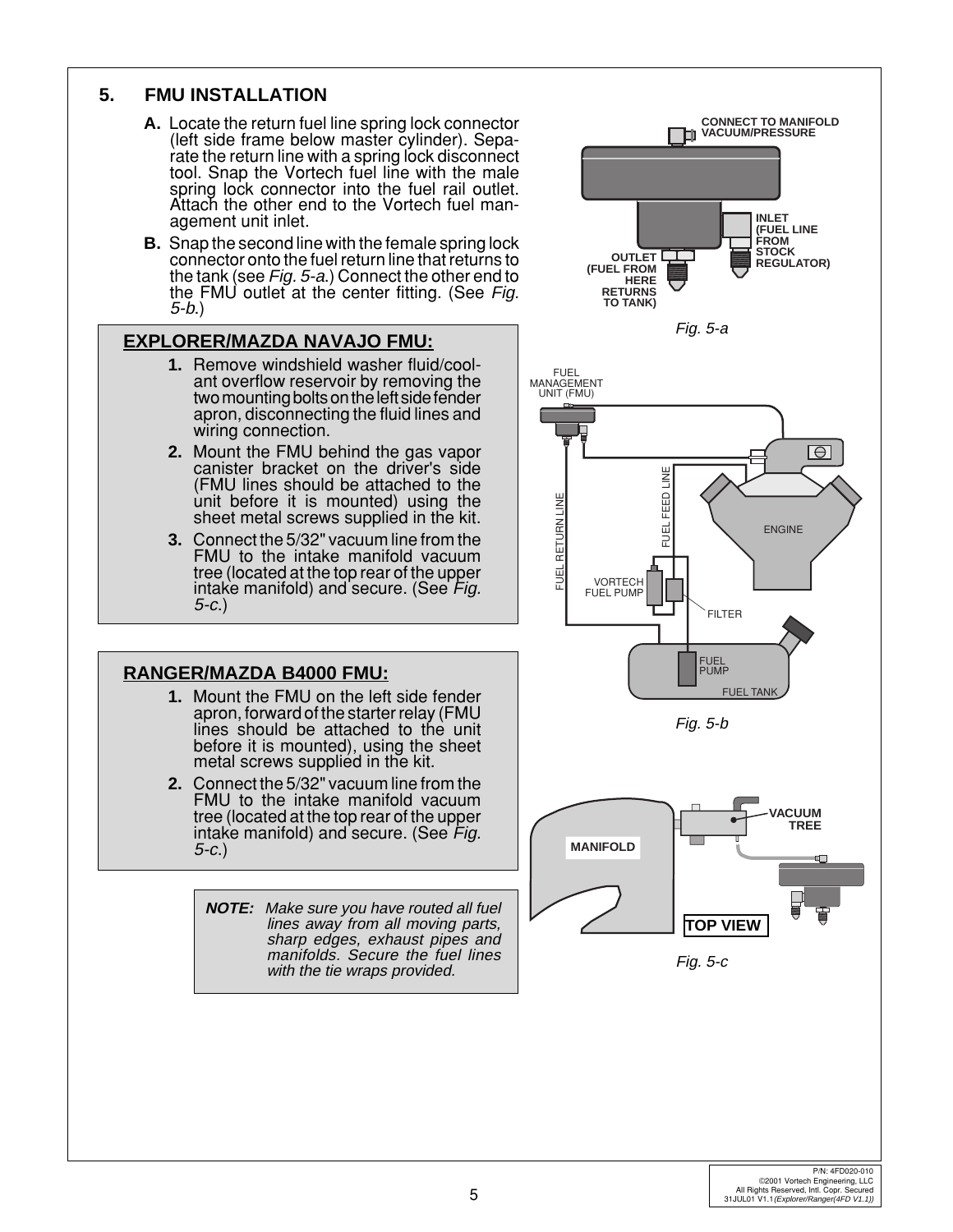## 5. FMU INSTALLATION

**A.** Locate the return fuel line spring lock connector (left side frame below master cylinder). Separate the return line with a spring lock disconnect tool. Snap the Vortech fuel line with the male spring lock connector into the fuel rail outlet. Attach the other end to the Vortech fuel management unit inlet.

**B.** Snap the second line with the female spring lock connector onto the fuel return line that returns to the tank (see *Fig. 5-a.*) Connect the other end to the FMU outlet at the center fitting. (See *Fig. 5-b.*)

CONNECT TO MANIFOLD VACUUM/PRESSURE

INLET (FUEL LINE FROM STOCK REGULATOR)

OUTLET (FUEL FROM HERE RETURNS TO TANK)

*Fig. 5-a*

### EXPLORER/MAZDA NAVAJO FMU:

1. Remove windshield washer fluid/coolant overflow reservoir by removing the two mounting bolts on the left side fender apron, disconnecting the fluid lines and wiring connection.
2. Mount the FMU behind the gas vapor canister bracket on the driver's side (FMU lines should be attached to the unit before it is mounted) using the sheet metal screws supplied in the kit.
3. Connect the 5/32" vacuum line from the FMU to the intake manifold vacuum tree (located at the top rear of the upper intake manifold) and secure. (See *Fig. 5-c.*)

FUEL MANAGEMENT UNIT (FMU)

FUEL RETURN LINE

FUEL FEED LINE

ENGINE

VORTECH FUEL PUMP

FILTER

FUEL PUMP

FUEL TANK

*Fig. 5-b*

### RANGER/MAZDA B4000 FMU:

1. Mount the FMU on the left side fender apron, forward of the starter relay (FMU lines should be attached to the unit before it is mounted), using the sheet metal screws supplied in the kit.
2. Connect the 5/32" vacuum line from the FMU to the intake manifold vacuum tree (located at the top rear of the upper intake manifold) and secure. (See *Fig. 5-c.*)

VACUUM TREE

MANIFOLD

TOP VIEW

*Fig. 5-c*

***NOTE:*** *Make sure you have routed all fuel lines away from all moving parts, sharp edges, exhaust pipes and manifolds. Secure the fuel lines with the tie wraps provided.*

P/N: 4FD020-010
©2001 Vortech Engineering, LLC
All Rights Reserved, Intl. Copr. Secured
31JUL01 V1.1*(Explorer/Ranger(4FD V1.1))*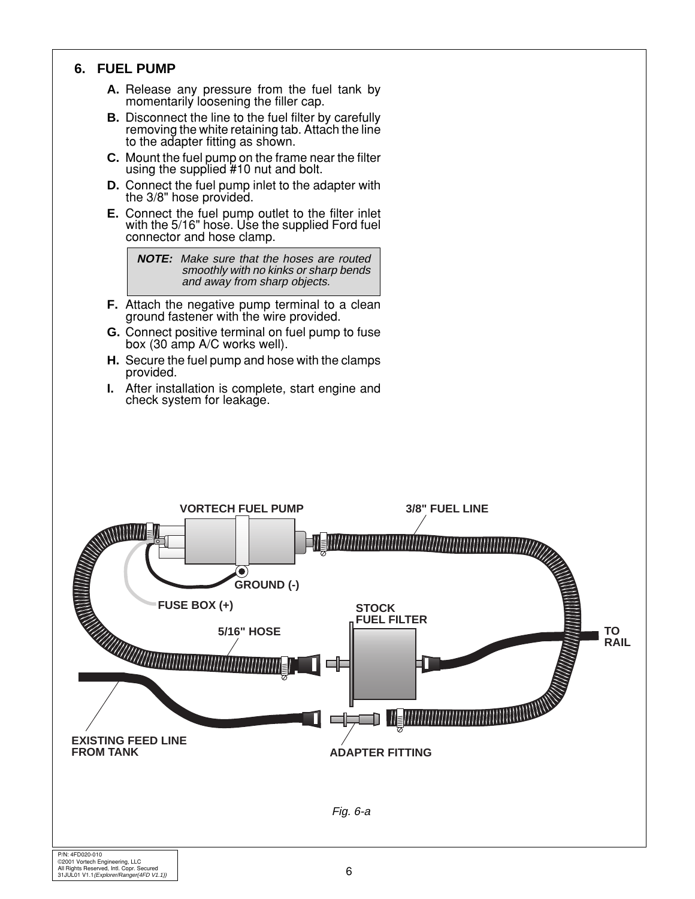## 6. FUEL PUMP

**A.** Release any pressure from the fuel tank by momentarily loosening the filler cap.

**B.** Disconnect the line to the fuel filter by carefully removing the white retaining tab. Attach the line to the adapter fitting as shown.

**C.** Mount the fuel pump on the frame near the filter using the supplied #10 nut and bolt.

**D.** Connect the fuel pump inlet to the adapter with the 3/8" hose provided.

**E.** Connect the fuel pump outlet to the filter inlet with the 5/16" hose. Use the supplied Ford fuel connector and hose clamp.

> ***NOTE:*** *Make sure that the hoses are routed smoothly with no kinks or sharp bends and away from sharp objects.*

**F.** Attach the negative pump terminal to a clean ground fastener with the wire provided.

**G.** Connect positive terminal on fuel pump to fuse box (30 amp A/C works well).

**H.** Secure the fuel pump and hose with the clamps provided.

**I.** After installation is complete, start engine and check system for leakage.

VORTECH FUEL PUMP, 3/8" FUEL LINE, GROUND (-), FUSE BOX (+), STOCK FUEL FILTER, 5/16" HOSE, TO RAIL, EXISTING FEED LINE FROM TANK, ADAPTER FITTING

*Fig. 6-a*

P/N: 4FD020-010
©2001 Vortech Engineering, LLC
All Rights Reserved, Intl. Copr. Secured
31JUL01 V1.1*(Explorer/Ranger(4FD V1.1))*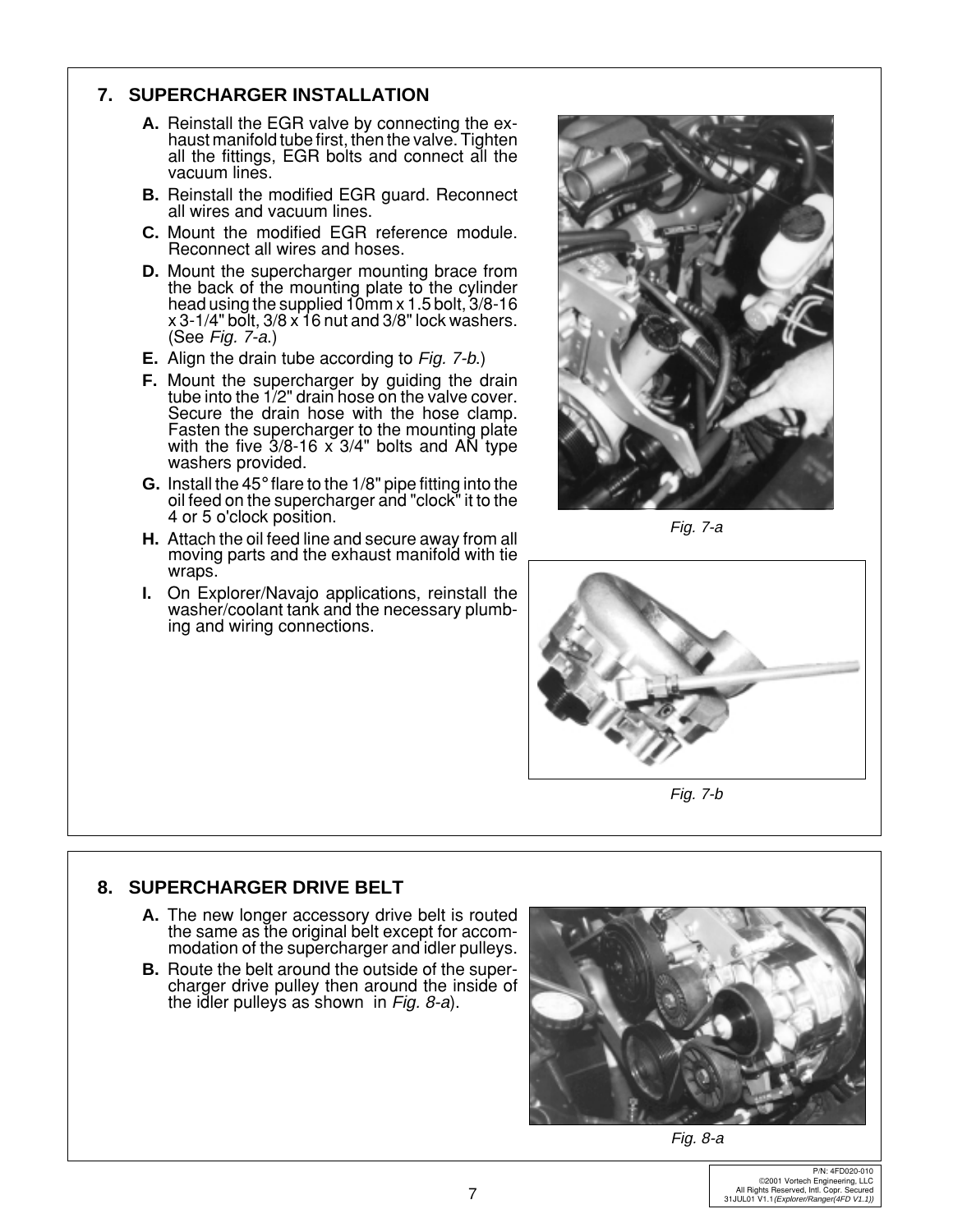## 7. SUPERCHARGER INSTALLATION

**A.** Reinstall the EGR valve by connecting the exhaust manifold tube first, then the valve. Tighten all the fittings, EGR bolts and connect all the vacuum lines.

**B.** Reinstall the modified EGR guard. Reconnect all wires and vacuum lines.

**C.** Mount the modified EGR reference module. Reconnect all wires and hoses.

**D.** Mount the supercharger mounting brace from the back of the mounting plate to the cylinder head using the supplied 10mm x 1.5 bolt, 3/8-16 x 3-1/4" bolt, 3/8 x 16 nut and 3/8" lock washers. (See *Fig. 7-a*.)

**E.** Align the drain tube according to *Fig. 7-b*.)

**F.** Mount the supercharger by guiding the drain tube into the 1/2" drain hose on the valve cover. Secure the drain hose with the hose clamp. Fasten the supercharger to the mounting plate with the five 3/8-16 x 3/4" bolts and AN type washers provided.

**G.** Install the 45° flare to the 1/8" pipe fitting into the oil feed on the supercharger and "clock" it to the 4 or 5 o'clock position.

**H.** Attach the oil feed line and secure away from all moving parts and the exhaust manifold with tie wraps.

**I.** On Explorer/Navajo applications, reinstall the washer/coolant tank and the necessary plumbing and wiring connections.

*Fig. 7-a*

*Fig. 7-b*

## 8. SUPERCHARGER DRIVE BELT

**A.** The new longer accessory drive belt is routed the same as the original belt except for accommodation of the supercharger and idler pulleys.

**B.** Route the belt around the outside of the supercharger drive pulley then around the inside of the idler pulleys as shown in *Fig. 8-a*).

*Fig. 8-a*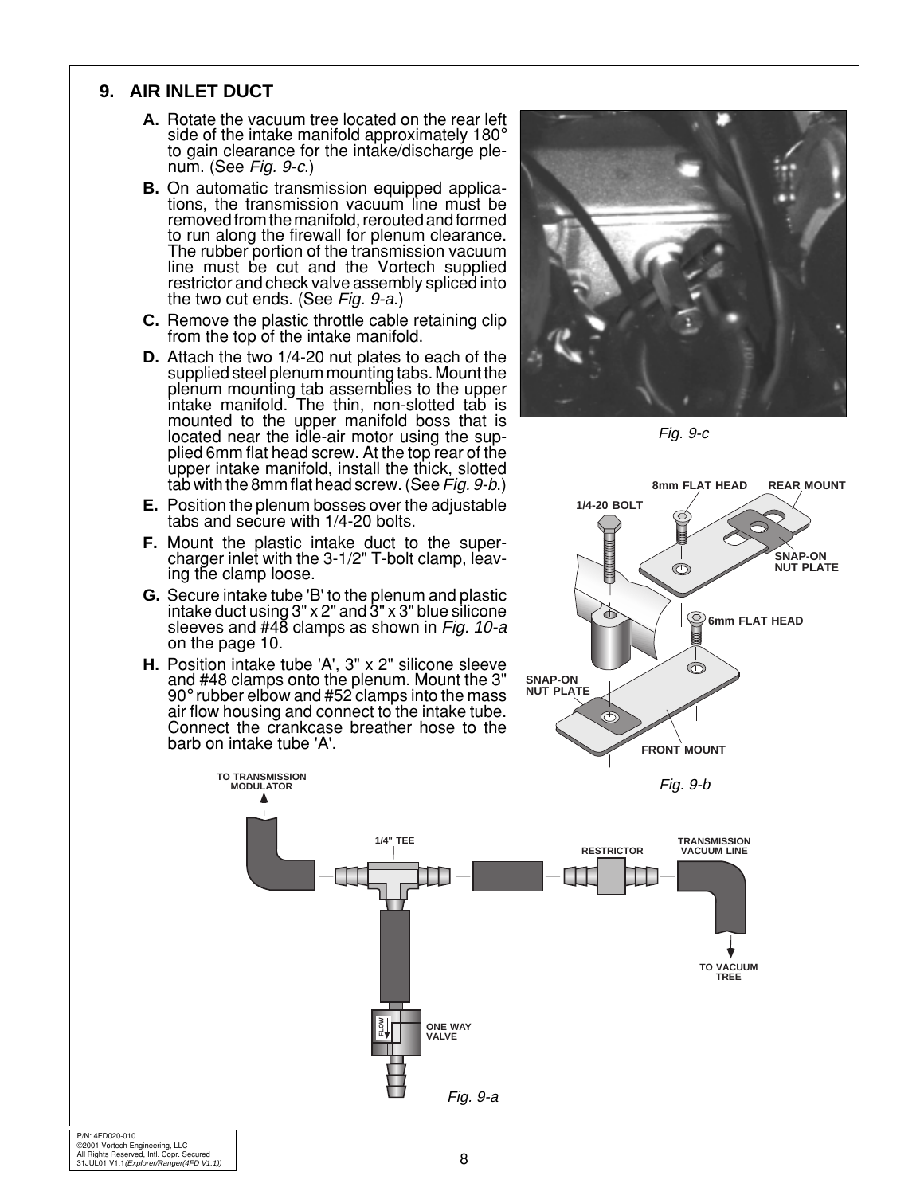## 9. AIR INLET DUCT

**A.** Rotate the vacuum tree located on the rear left side of the intake manifold approximately 180° to gain clearance for the intake/discharge plenum. (See *Fig. 9-c*.)

**B.** On automatic transmission equipped applications, the transmission vacuum line must be removed from the manifold, rerouted and formed to run along the firewall for plenum clearance. The rubber portion of the transmission vacuum line must be cut and the Vortech supplied restrictor and check valve assembly spliced into the two cut ends. (See *Fig. 9-a*.)

**C.** Remove the plastic throttle cable retaining clip from the top of the intake manifold.

**D.** Attach the two 1/4-20 nut plates to each of the supplied steel plenum mounting tabs. Mount the plenum mounting tab assemblies to the upper intake manifold. The thin, non-slotted tab is mounted to the upper manifold boss that is located near the idle-air motor using the supplied 6mm flat head screw. At the top rear of the upper intake manifold, install the thick, slotted tab with the 8mm flat head screw. (See *Fig. 9-b*.)

**E.** Position the plenum bosses over the adjustable tabs and secure with 1/4-20 bolts.

**F.** Mount the plastic intake duct to the supercharger inlet with the 3-1/2" T-bolt clamp, leaving the clamp loose.

**G.** Secure intake tube 'B' to the plenum and plastic intake duct using 3" x 2" and 3" x 3" blue silicone sleeves and #48 clamps as shown in *Fig. 10-a* on the page 10.

**H.** Position intake tube 'A', 3" x 2" silicone sleeve and #48 clamps onto the plenum. Mount the 3" 90° rubber elbow and #52 clamps into the mass air flow housing and connect to the intake tube. Connect the crankcase breather hose to the barb on intake tube 'A'.

*Fig. 9-c*

8mm FLAT HEAD, REAR MOUNT, 1/4-20 BOLT, SNAP-ON NUT PLATE, 6mm FLAT HEAD, SNAP-ON NUT PLATE, FRONT MOUNT

*Fig. 9-b*

TO TRANSMISSION MODULATOR, 1/4" TEE, RESTRICTOR, TRANSMISSION VACUUM LINE, TO VACUUM TREE, FLOW, ONE WAY VALVE

*Fig. 9-a*

P/N: 4FD020-010
©2001 Vortech Engineering, LLC
All Rights Reserved, Intl. Copr. Secured
31JUL01 V1.1 *(Explorer/Ranger(4FD V1.1))*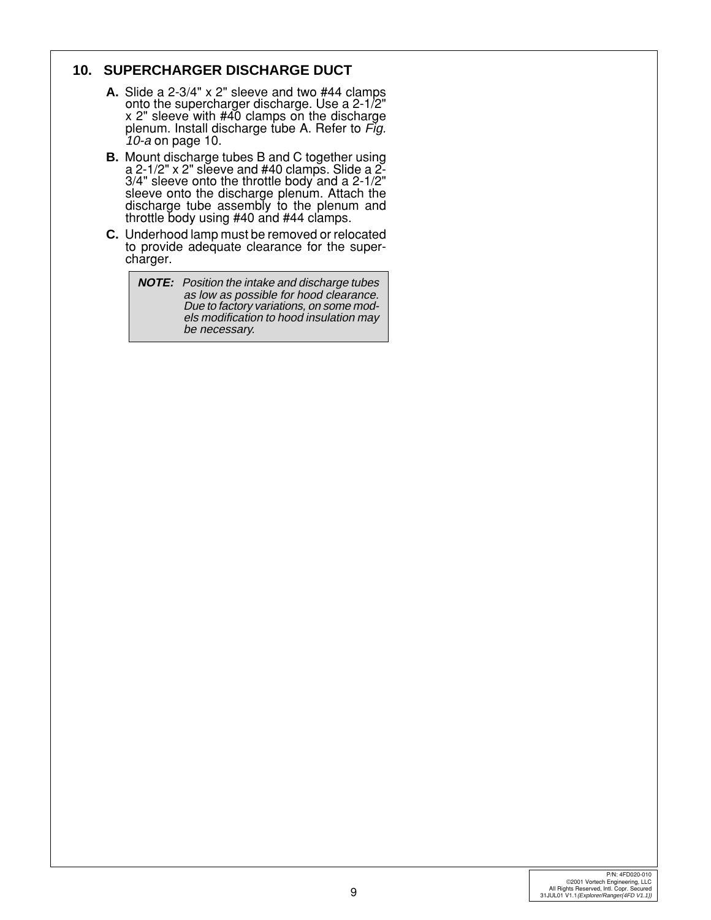## 10. SUPERCHARGER DISCHARGE DUCT

**A.** Slide a 2-3/4" x 2" sleeve and two #44 clamps onto the supercharger discharge. Use a 2-1/2" x 2" sleeve with #40 clamps on the discharge plenum. Install discharge tube A. Refer to *Fig. 10-a* on page 10.

**B.** Mount discharge tubes B and C together using a 2-1/2" x 2" sleeve and #40 clamps. Slide a 2-3/4" sleeve onto the throttle body and a 2-1/2" sleeve onto the discharge plenum. Attach the discharge tube assembly to the plenum and throttle body using #40 and #44 clamps.

**C.** Underhood lamp must be removed or relocated to provide adequate clearance for the supercharger.

> ***NOTE:*** *Position the intake and discharge tubes as low as possible for hood clearance. Due to factory variations, on some models modification to hood insulation may be necessary.*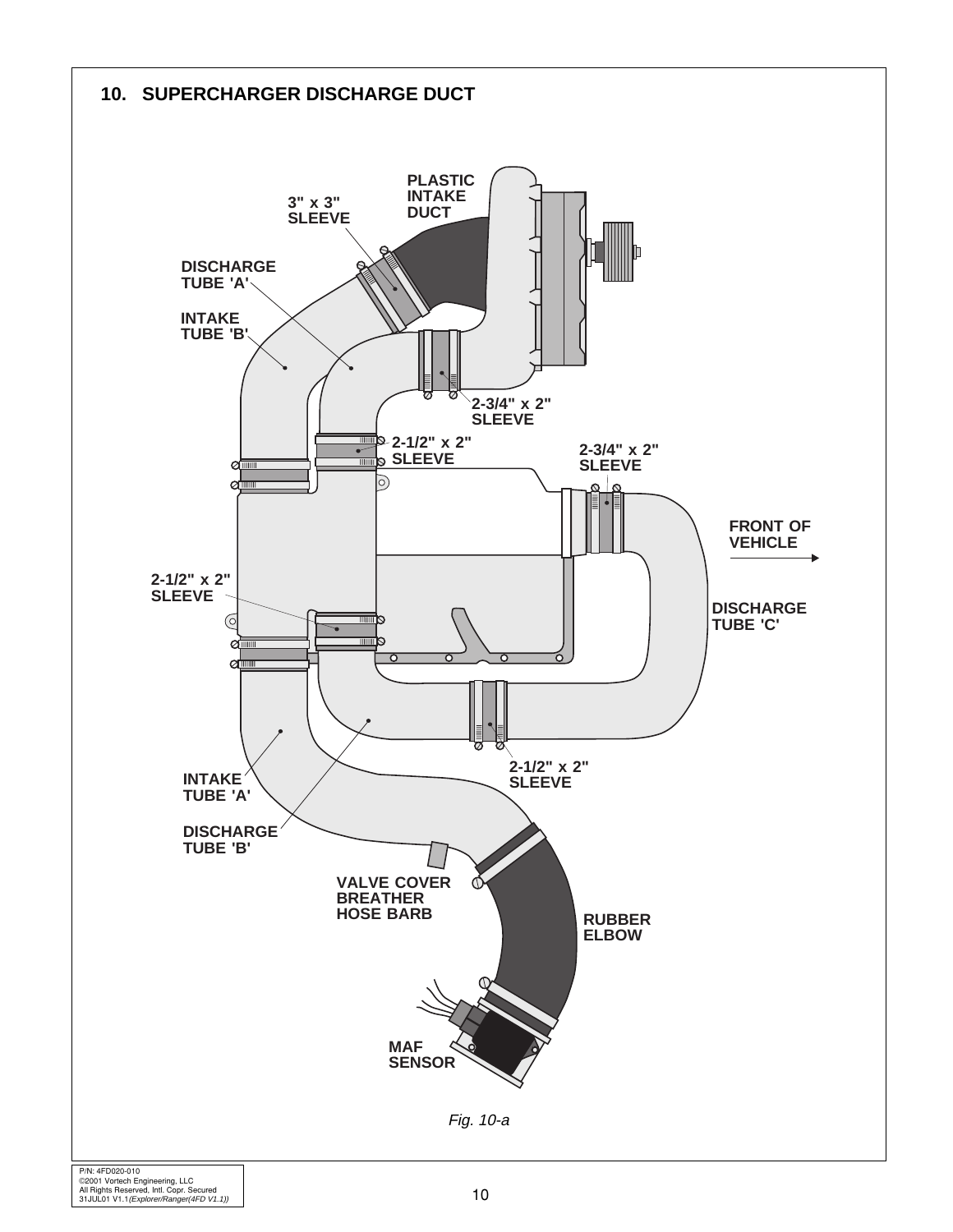## 10. SUPERCHARGER DISCHARGE DUCT

PLASTIC INTAKE DUCT

3" x 3" SLEEVE

DISCHARGE TUBE 'A'

INTAKE TUBE 'B'

2-3/4" x 2" SLEEVE

2-1/2" x 2" SLEEVE

2-3/4" x 2" SLEEVE

FRONT OF VEHICLE

2-1/2" x 2" SLEEVE

DISCHARGE TUBE 'C'

2-1/2" x 2" SLEEVE

INTAKE TUBE 'A'

DISCHARGE TUBE 'B'

VALVE COVER BREATHER HOSE BARB

RUBBER ELBOW

MAF SENSOR

*Fig. 10-a*

P/N: 4FD020-010
©2001 Vortech Engineering, LLC
All Rights Reserved, Intl. Copr. Secured
31JUL01 V1.1*(Explorer/Ranger(4FD V1.1))*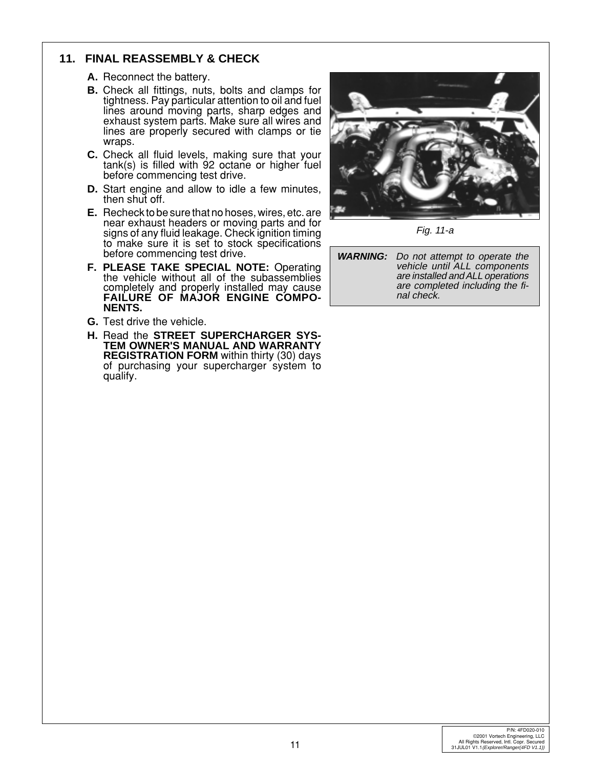## 11. FINAL REASSEMBLY & CHECK

**A.** Reconnect the battery.

**B.** Check all fittings, nuts, bolts and clamps for tightness. Pay particular attention to oil and fuel lines around moving parts, sharp edges and exhaust system parts. Make sure all wires and lines are properly secured with clamps or tie wraps.

**C.** Check all fluid levels, making sure that your tank(s) is filled with 92 octane or higher fuel before commencing test drive.

**D.** Start engine and allow to idle a few minutes, then shut off.

**E.** Recheck to be sure that no hoses, wires, etc. are near exhaust headers or moving parts and for signs of any fluid leakage. Check ignition timing to make sure it is set to stock specifications before commencing test drive.

**F. PLEASE TAKE SPECIAL NOTE:** Operating the vehicle without all of the subassemblies completely and properly installed may cause **FAILURE OF MAJOR ENGINE COMPONENTS.**

**G.** Test drive the vehicle.

**H.** Read the **STREET SUPERCHARGER SYSTEM OWNER'S MANUAL AND WARRANTY REGISTRATION FORM** within thirty (30) days of purchasing your supercharger system to qualify.

*Fig. 11-a*

***WARNING:*** *Do not attempt to operate the vehicle until ALL components are installed and ALL operations are completed including the final check.*

P/N: 4FD020-010
©2001 Vortech Engineering, LLC
All Rights Reserved, Intl. Copr. Secured
31JUL01 V1.1 *(Explorer/Ranger(4FD V1.1))*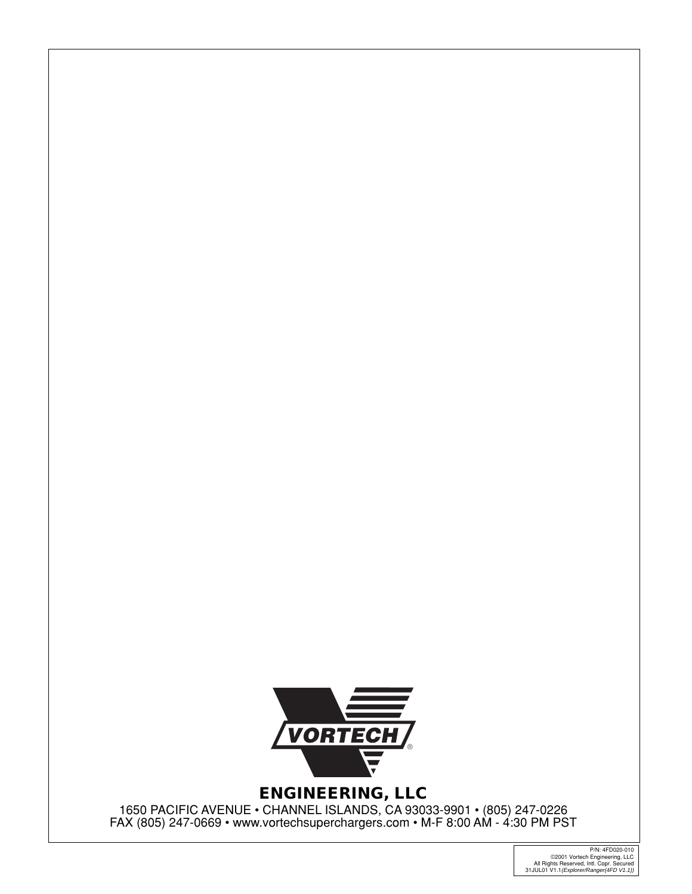VORTECH®

**ENGINEERING, LLC**

1650 PACIFIC AVENUE • CHANNEL ISLANDS, CA 93033-9901 • (805) 247-0226
FAX (805) 247-0669 • www.vortechsuperchargers.com • M-F 8:00 AM - 4:30 PM PST

P/N: 4FD020-010
©2001 Vortech Engineering, LLC
All Rights Reserved, Intl. Copr. Secured
31JUL01 V1.1*(Explorer/Ranger(4FD V1.1))*